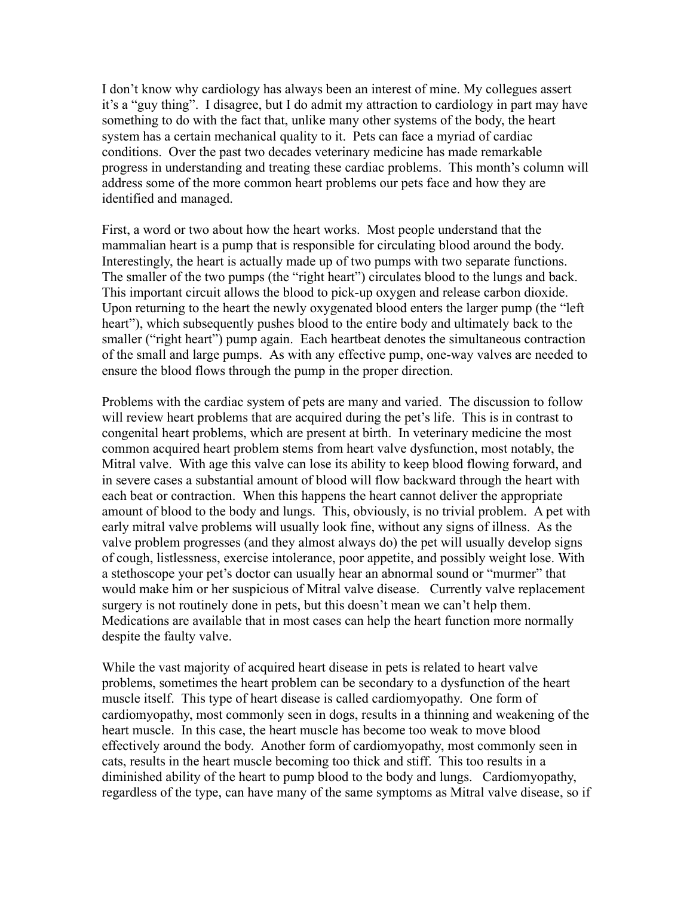I don't know why cardiology has always been an interest of mine. My collegues assert it's a "guy thing". I disagree, but I do admit my attraction to cardiology in part may have something to do with the fact that, unlike many other systems of the body, the heart system has a certain mechanical quality to it. Pets can face a myriad of cardiac conditions. Over the past two decades veterinary medicine has made remarkable progress in understanding and treating these cardiac problems. This month's column will address some of the more common heart problems our pets face and how they are identified and managed.

First, a word or two about how the heart works. Most people understand that the mammalian heart is a pump that is responsible for circulating blood around the body. Interestingly, the heart is actually made up of two pumps with two separate functions. The smaller of the two pumps (the "right heart") circulates blood to the lungs and back. This important circuit allows the blood to pick-up oxygen and release carbon dioxide. Upon returning to the heart the newly oxygenated blood enters the larger pump (the "left heart"), which subsequently pushes blood to the entire body and ultimately back to the smaller ("right heart") pump again. Each heartbeat denotes the simultaneous contraction of the small and large pumps. As with any effective pump, one-way valves are needed to ensure the blood flows through the pump in the proper direction.

Problems with the cardiac system of pets are many and varied. The discussion to follow will review heart problems that are acquired during the pet's life. This is in contrast to congenital heart problems, which are present at birth. In veterinary medicine the most common acquired heart problem stems from heart valve dysfunction, most notably, the Mitral valve. With age this valve can lose its ability to keep blood flowing forward, and in severe cases a substantial amount of blood will flow backward through the heart with each beat or contraction. When this happens the heart cannot deliver the appropriate amount of blood to the body and lungs. This, obviously, is no trivial problem. A pet with early mitral valve problems will usually look fine, without any signs of illness. As the valve problem progresses (and they almost always do) the pet will usually develop signs of cough, listlessness, exercise intolerance, poor appetite, and possibly weight lose. With a stethoscope your pet's doctor can usually hear an abnormal sound or "murmer" that would make him or her suspicious of Mitral valve disease. Currently valve replacement surgery is not routinely done in pets, but this doesn't mean we can't help them. Medications are available that in most cases can help the heart function more normally despite the faulty valve.

While the vast majority of acquired heart disease in pets is related to heart valve problems, sometimes the heart problem can be secondary to a dysfunction of the heart muscle itself. This type of heart disease is called cardiomyopathy. One form of cardiomyopathy, most commonly seen in dogs, results in a thinning and weakening of the heart muscle. In this case, the heart muscle has become too weak to move blood effectively around the body. Another form of cardiomyopathy, most commonly seen in cats, results in the heart muscle becoming too thick and stiff. This too results in a diminished ability of the heart to pump blood to the body and lungs. Cardiomyopathy, regardless of the type, can have many of the same symptoms as Mitral valve disease, so if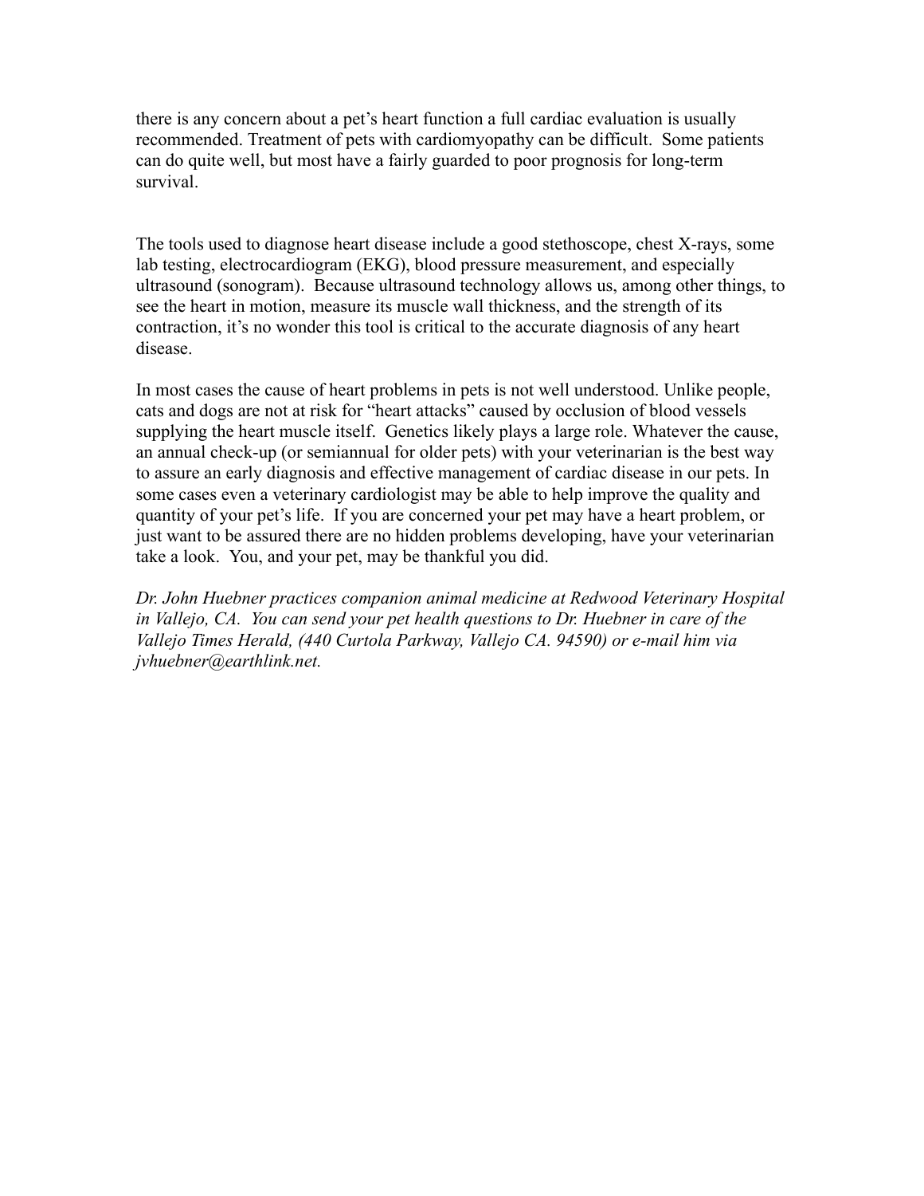there is any concern about a pet's heart function a full cardiac evaluation is usually recommended. Treatment of pets with cardiomyopathy can be difficult. Some patients can do quite well, but most have a fairly guarded to poor prognosis for long-term survival.

The tools used to diagnose heart disease include a good stethoscope, chest X-rays, some lab testing, electrocardiogram (EKG), blood pressure measurement, and especially ultrasound (sonogram). Because ultrasound technology allows us, among other things, to see the heart in motion, measure its muscle wall thickness, and the strength of its contraction, it's no wonder this tool is critical to the accurate diagnosis of any heart disease.

In most cases the cause of heart problems in pets is not well understood. Unlike people, cats and dogs are not at risk for "heart attacks" caused by occlusion of blood vessels supplying the heart muscle itself. Genetics likely plays a large role. Whatever the cause, an annual check-up (or semiannual for older pets) with your veterinarian is the best way to assure an early diagnosis and effective management of cardiac disease in our pets. In some cases even a veterinary cardiologist may be able to help improve the quality and quantity of your pet's life. If you are concerned your pet may have a heart problem, or just want to be assured there are no hidden problems developing, have your veterinarian take a look. You, and your pet, may be thankful you did.

*Dr. John Huebner practices companion animal medicine at Redwood Veterinary Hospital in Vallejo, CA. You can send your pet health questions to Dr. Huebner in care of the Vallejo Times Herald, (440 Curtola Parkway, Vallejo CA. 94590) or e-mail him via jvhuebner@earthlink.net.*